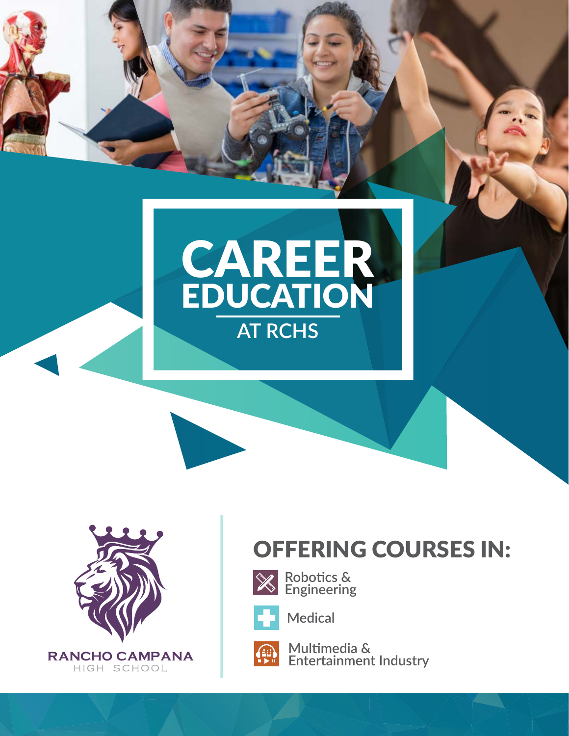# CAREER EDUCATION

## AT RCHS

RANCHO CAMPANA
HIGH SCHOOL

## OFFERING COURSES IN:

- Robotics & Engineering
- Medical
- Multimedia & Entertainment Industry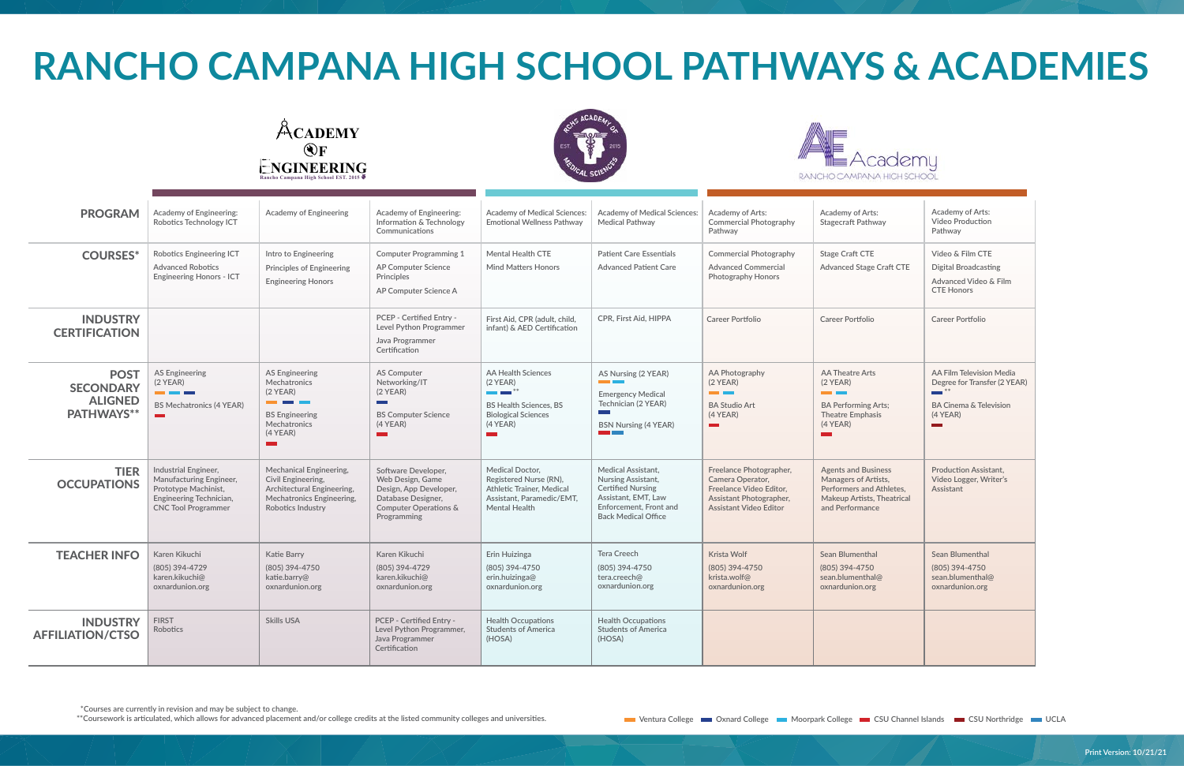# RANCHO CAMPANA HIGH SCHOOL PATHWAYS & ACADEMIES

| | Academy of Engineering | | | Academy of Medical Sciences | | AE Academy | | |
|---|---|---|---|---|---|---|---|---|
| **PROGRAM** | Academy of Engineering: Robotics Technology ICT | Academy of Engineering | Academy of Engineering: Information & Technology Communications | Academy of Medical Sciences: Emotional Wellness Pathway | Academy of Medical Sciences: Medical Pathway | Academy of Arts: Commercial Photography Pathway | Academy of Arts: Stagecraft Pathway | Academy of Arts: Video Production Pathway |
| **COURSES*** | Robotics Engineering ICT<br>Advanced Robotics Engineering Honors - ICT | Intro to Engineering<br>Principles of Engineering<br>Engineering Honors | Computer Programming 1<br>AP Computer Science Principles<br>AP Computer Science A | Mental Health CTE<br>Mind Matters Honors | Patient Care Essentials<br>Advanced Patient Care | Commercial Photography<br>Advanced Commercial Photography Honors | Stage Craft CTE<br>Advanced Stage Craft CTE | Video & Film CTE<br>Digital Broadcasting<br>Advanced Video & Film CTE Honors |
| **INDUSTRY CERTIFICATION** | | | PCEP - Certified Entry - Level Python Programmer<br>Java Programmer Certification | First Aid, CPR (adult, child, infant) & AED Certification | CPR, First Aid, HIPPA | Career Portfolio | Career Portfolio | Career Portfolio |
| **POST SECONDARY ALIGNED PATHWAYS**** | AS Engineering (2 YEAR)<br>BS Mechatronics (4 YEAR) | AS Engineering Mechatronics (2 YEAR)<br>BS Engineering Mechatronics (4 YEAR) | AS Computer Networking/IT (2 YEAR)<br>BS Computer Science (4 YEAR) | AA Health Sciences (2 YEAR) **<br>BS Health Sciences, BS Biological Sciences (4 YEAR) | AS Nursing (2 YEAR)<br>Emergency Medical Technician (2 YEAR)<br>BSN Nursing (4 YEAR) | AA Photography (2 YEAR)<br>BA Studio Art (4 YEAR) | AA Theatre Arts (2 YEAR)<br>BA Performing Arts; Theatre Emphasis (4 YEAR) | AA Film Television Media Degree for Transfer (2 YEAR) **<br>BA Cinema & Television (4 YEAR) |
| **TIER OCCUPATIONS** | Industrial Engineer, Manufacturing Engineer, Prototype Machinist, Engineering Technician, CNC Tool Programmer | Mechanical Engineering, Civil Engineering, Architectural Engineering, Mechatronics Engineering, Robotics Industry | Software Developer, Web Design, Game Design, App Developer, Database Designer, Computer Operations & Programming | Medical Doctor, Registered Nurse (RN), Athletic Trainer, Medical Assistant, Paramedic/EMT, Mental Health | Medical Assistant, Nursing Assistant, Certified Nursing Assistant, EMT, Law Enforcement, Front and Back Medical Office | Freelance Photographer, Camera Operator, Freelance Video Editor, Assistant Photographer, Assistant Video Editor | Agents and Business Managers of Artists, Performers and Athletes, Makeup Artists, Theatrical and Performance | Production Assistant, Video Logger, Writer's Assistant |
| **TEACHER INFO** | Karen Kikuchi<br>(805) 394-4729<br>karen.kikuchi@oxnardunion.org | Katie Barry<br>(805) 394-4750<br>katie.barry@oxnardunion.org | Karen Kikuchi<br>(805) 394-4729<br>karen.kikuchi@oxnardunion.org | Erin Huizinga<br>(805) 394-4750<br>erin.huizinga@oxnardunion.org | Tera Creech<br>(805) 394-4750<br>tera.creech@oxnardunion.org | Krista Wolf<br>(805) 394-4750<br>krista.wolf@oxnardunion.org | Sean Blumenthal<br>(805) 394-4750<br>sean.blumenthal@oxnardunion.org | Sean Blumenthal<br>(805) 394-4750<br>sean.blumenthal@oxnardunion.org |
| **INDUSTRY AFFILIATION/CTSO** | FIRST Robotics | Skills USA | PCEP - Certified Entry - Level Python Programmer, Java Programmer Certification | Health Occupations Students of America (HOSA) | Health Occupations Students of America (HOSA) | | | |

*Courses are currently in revision and may be subject to change.
**Coursework is articulated, which allows for advanced placement and/or college credits at the listed community colleges and universities.

Ventura College | Oxnard College | Moorpark College | CSU Channel Islands | CSU Northridge | UCLA

Print Version: 10/21/21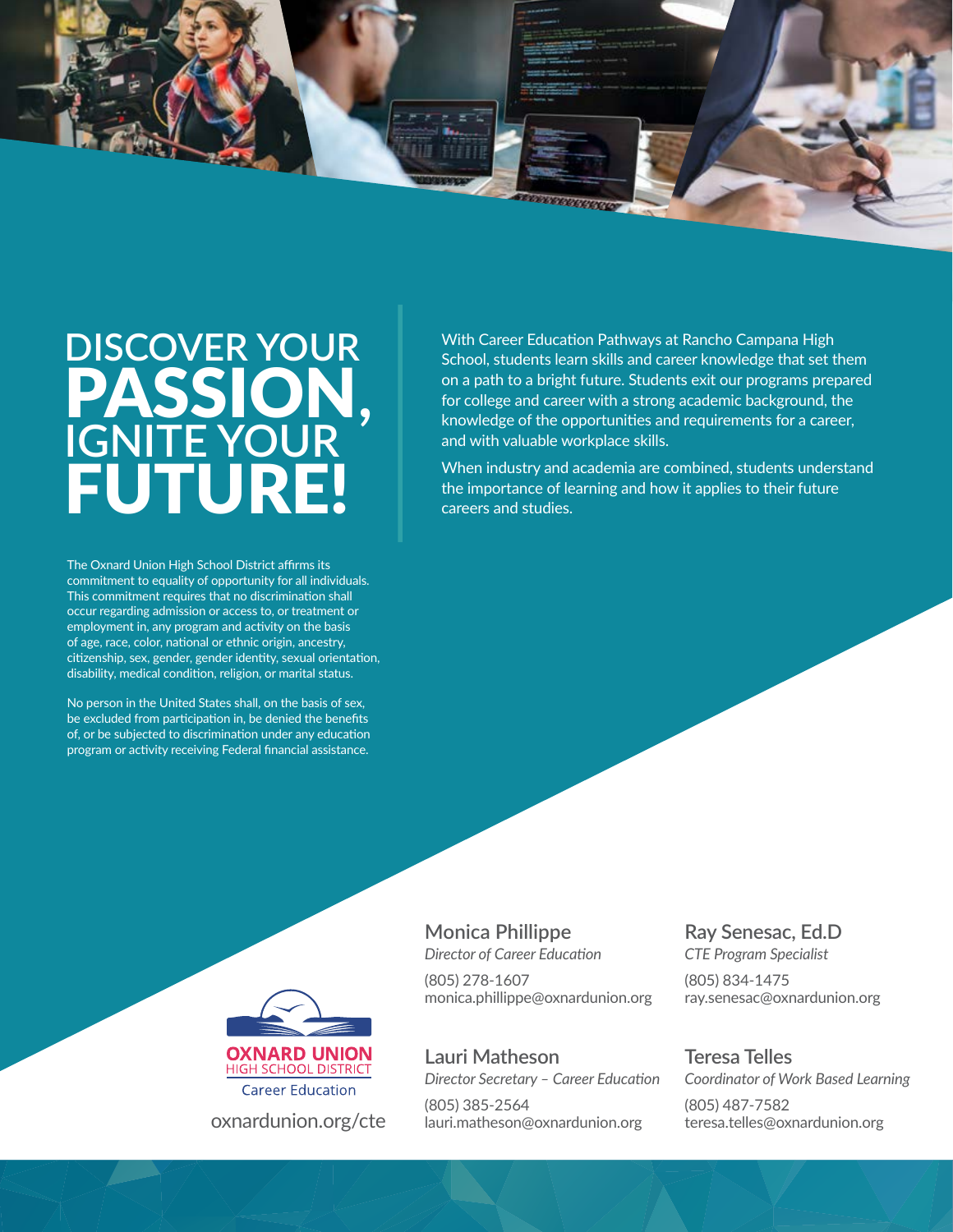# DISCOVER YOUR PASSION, IGNITE YOUR FUTURE!

With Career Education Pathways at Rancho Campana High School, students learn skills and career knowledge that set them on a path to a bright future. Students exit our programs prepared for college and career with a strong academic background, the knowledge of the opportunities and requirements for a career, and with valuable workplace skills.

When industry and academia are combined, students understand the importance of learning and how it applies to their future careers and studies.

The Oxnard Union High School District affirms its commitment to equality of opportunity for all individuals. This commitment requires that no discrimination shall occur regarding admission or access to, or treatment or employment in, any program and activity on the basis of age, race, color, national or ethnic origin, ancestry, citizenship, sex, gender, gender identity, sexual orientation, disability, medical condition, religion, or marital status.

No person in the United States shall, on the basis of sex, be excluded from participation in, be denied the benefits of, or be subjected to discrimination under any education program or activity receiving Federal financial assistance.

**OXNARD UNION** HIGH SCHOOL DISTRICT
Career Education

oxnardunion.org/cte

**Monica Phillippe**
*Director of Career Education*
(805) 278-1607
monica.phillippe@oxnardunion.org

**Ray Senesac, Ed.D**
*CTE Program Specialist*
(805) 834-1475
ray.senesac@oxnardunion.org

**Lauri Matheson**
*Director Secretary – Career Education*
(805) 385-2564
lauri.matheson@oxnardunion.org

**Teresa Telles**
*Coordinator of Work Based Learning*
(805) 487-7582
teresa.telles@oxnardunion.org